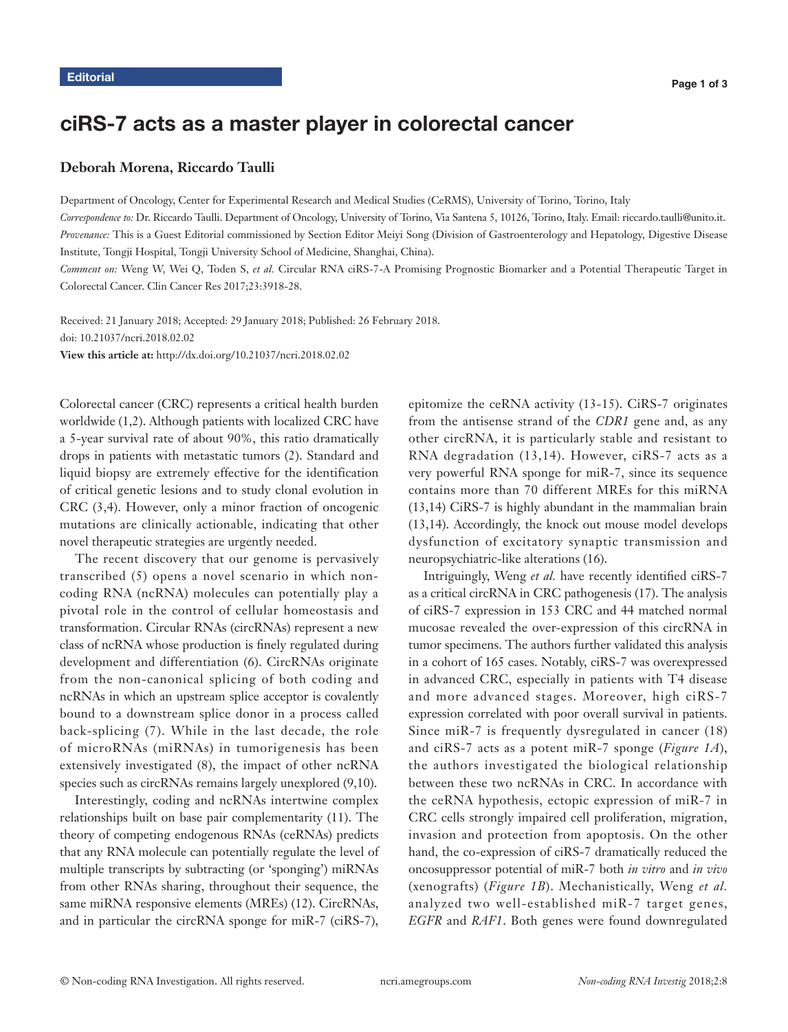Editorial

# ciRS-7 acts as a master player in colorectal cancer

**Deborah Morena, Riccardo Taulli**

Department of Oncology, Center for Experimental Research and Medical Studies (CeRMS), University of Torino, Torino, Italy

*Correspondence to:* Dr. Riccardo Taulli. Department of Oncology, University of Torino, Via Santena 5, 10126, Torino, Italy. Email: riccardo.taulli@unito.it.

*Provenance:* This is a Guest Editorial commissioned by Section Editor Meiyi Song (Division of Gastroenterology and Hepatology, Digestive Disease Institute, Tongji Hospital, Tongji University School of Medicine, Shanghai, China).

*Comment on:* Weng W, Wei Q, Toden S, *et al.* Circular RNA ciRS-7-A Promising Prognostic Biomarker and a Potential Therapeutic Target in Colorectal Cancer. Clin Cancer Res 2017;23:3918-28.

Received: 21 January 2018; Accepted: 29 January 2018; Published: 26 February 2018.

doi: 10.21037/ncri.2018.02.02

**View this article at:** http://dx.doi.org/10.21037/ncri.2018.02.02

Colorectal cancer (CRC) represents a critical health burden worldwide (1,2). Although patients with localized CRC have a 5-year survival rate of about 90%, this ratio dramatically drops in patients with metastatic tumors (2). Standard and liquid biopsy are extremely effective for the identification of critical genetic lesions and to study clonal evolution in CRC (3,4). However, only a minor fraction of oncogenic mutations are clinically actionable, indicating that other novel therapeutic strategies are urgently needed.

The recent discovery that our genome is pervasively transcribed (5) opens a novel scenario in which non-coding RNA (ncRNA) molecules can potentially play a pivotal role in the control of cellular homeostasis and transformation. Circular RNAs (circRNAs) represent a new class of ncRNA whose production is finely regulated during development and differentiation (6). CircRNAs originate from the non-canonical splicing of both coding and ncRNAs in which an upstream splice acceptor is covalently bound to a downstream splice donor in a process called back-splicing (7). While in the last decade, the role of microRNAs (miRNAs) in tumorigenesis has been extensively investigated (8), the impact of other ncRNA species such as circRNAs remains largely unexplored (9,10).

Interestingly, coding and ncRNAs intertwine complex relationships built on base pair complementarity (11). The theory of competing endogenous RNAs (ceRNAs) predicts that any RNA molecule can potentially regulate the level of multiple transcripts by subtracting (or 'sponging') miRNAs from other RNAs sharing, throughout their sequence, the same miRNA responsive elements (MREs) (12). CircRNAs, and in particular the circRNA sponge for miR-7 (ciRS-7), epitomize the ceRNA activity (13-15). CiRS-7 originates from the antisense strand of the *CDR1* gene and, as any other circRNA, it is particularly stable and resistant to RNA degradation (13,14). However, ciRS-7 acts as a very powerful RNA sponge for miR-7, since its sequence contains more than 70 different MREs for this miRNA (13,14) CiRS-7 is highly abundant in the mammalian brain (13,14). Accordingly, the knock out mouse model develops dysfunction of excitatory synaptic transmission and neuropsychiatric-like alterations (16).

Intriguingly, Weng *et al.* have recently identified ciRS-7 as a critical circRNA in CRC pathogenesis (17). The analysis of ciRS-7 expression in 153 CRC and 44 matched normal mucosae revealed the over-expression of this circRNA in tumor specimens. The authors further validated this analysis in a cohort of 165 cases. Notably, ciRS-7 was overexpressed in advanced CRC, especially in patients with T4 disease and more advanced stages. Moreover, high ciRS-7 expression correlated with poor overall survival in patients. Since miR-7 is frequently dysregulated in cancer (18) and ciRS-7 acts as a potent miR-7 sponge (*Figure 1A*), the authors investigated the biological relationship between these two ncRNAs in CRC. In accordance with the ceRNA hypothesis, ectopic expression of miR-7 in CRC cells strongly impaired cell proliferation, migration, invasion and protection from apoptosis. On the other hand, the co-expression of ciRS-7 dramatically reduced the oncosuppressor potential of miR-7 both *in vitro* and *in vivo* (xenografts) (*Figure 1B*). Mechanistically, Weng *et al.* analyzed two well-established miR-7 target genes, *EGFR* and *RAF1*. Both genes were found downregulated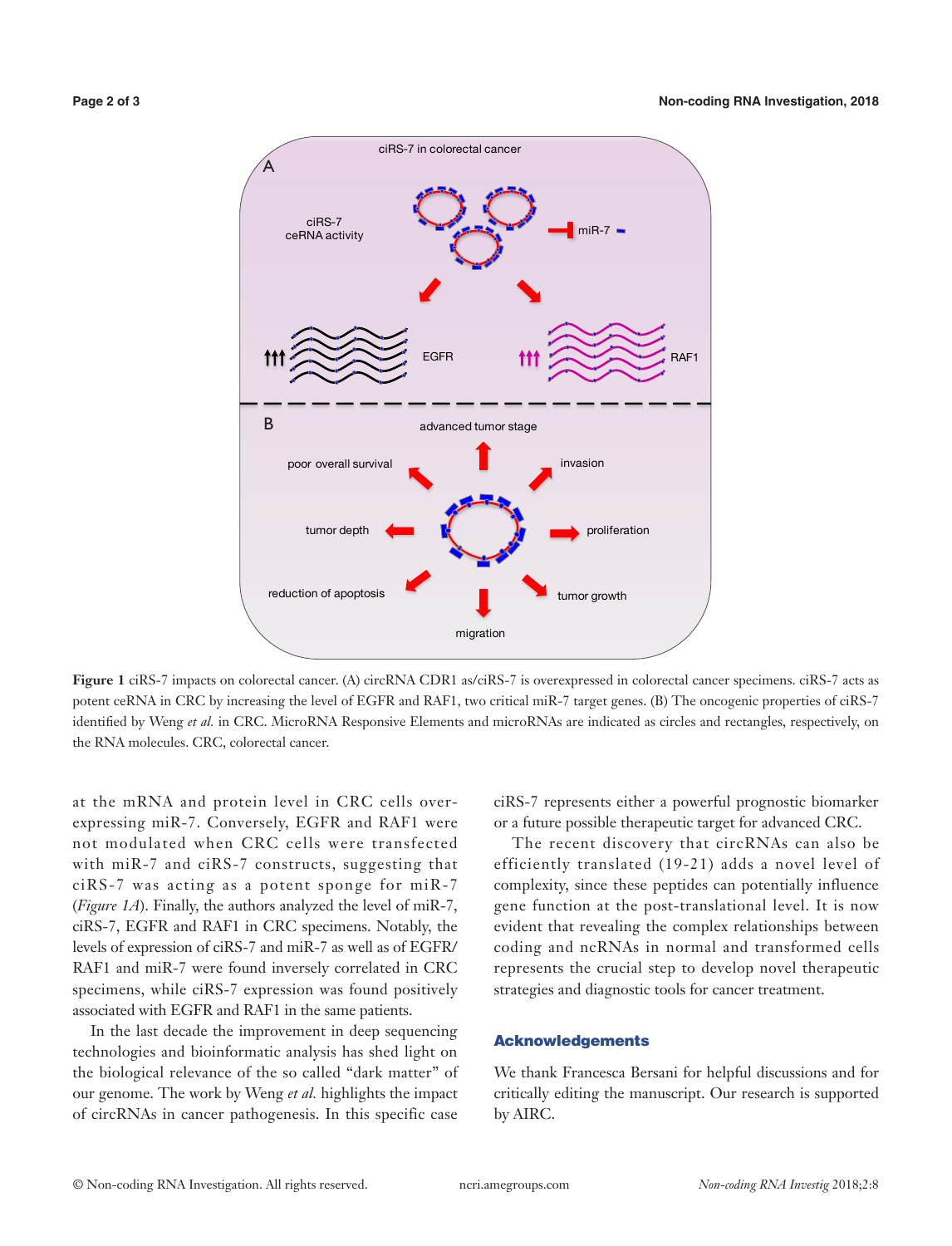**Figure 1** ciRS-7 impacts on colorectal cancer. (A) circRNA CDR1 as/ciRS-7 is overexpressed in colorectal cancer specimens. ciRS-7 acts as potent ceRNA in CRC by increasing the level of EGFR and RAF1, two critical miR-7 target genes. (B) The oncogenic properties of ciRS-7 identified by Weng *et al.* in CRC. MicroRNA Responsive Elements and microRNAs are indicated as circles and rectangles, respectively, on the RNA molecules. CRC, colorectal cancer.

at the mRNA and protein level in CRC cells overexpressing miR-7. Conversely, EGFR and RAF1 were not modulated when CRC cells were transfected with miR-7 and ciRS-7 constructs, suggesting that ciRS-7 was acting as a potent sponge for miR-7 (*Figure 1A*). Finally, the authors analyzed the level of miR-7, ciRS-7, EGFR and RAF1 in CRC specimens. Notably, the levels of expression of ciRS-7 and miR-7 as well as of EGFR/RAF1 and miR-7 were found inversely correlated in CRC specimens, while ciRS-7 expression was found positively associated with EGFR and RAF1 in the same patients.

In the last decade the improvement in deep sequencing technologies and bioinformatic analysis has shed light on the biological relevance of the so called "dark matter" of our genome. The work by Weng *et al.* highlights the impact of circRNAs in cancer pathogenesis. In this specific case ciRS-7 represents either a powerful prognostic biomarker or a future possible therapeutic target for advanced CRC.

The recent discovery that circRNAs can also be efficiently translated (19-21) adds a novel level of complexity, since these peptides can potentially influence gene function at the post-translational level. It is now evident that revealing the complex relationships between coding and ncRNAs in normal and transformed cells represents the crucial step to develop novel therapeutic strategies and diagnostic tools for cancer treatment.

## Acknowledgements

We thank Francesca Bersani for helpful discussions and for critically editing the manuscript. Our research is supported by AIRC.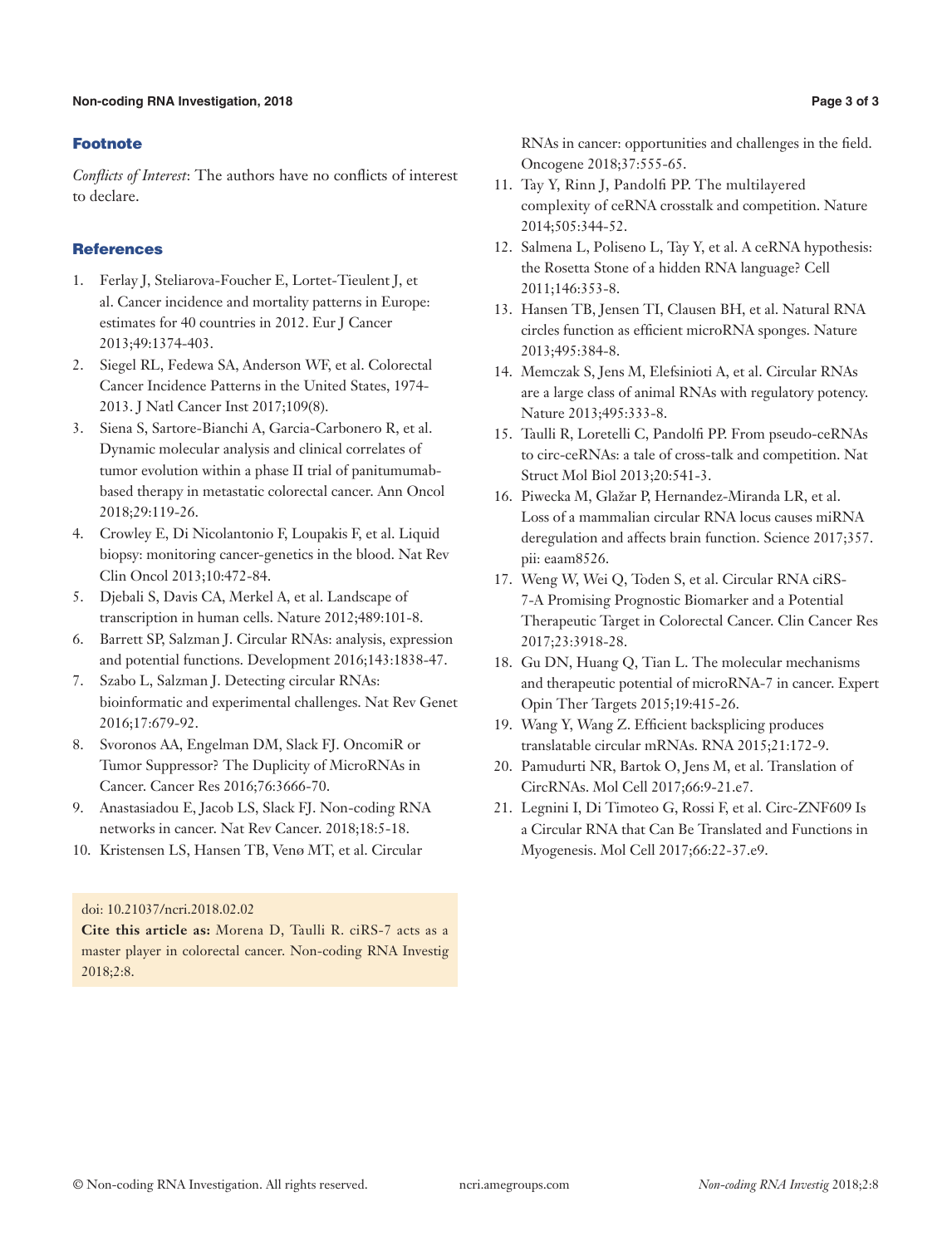## Footnote

*Conflicts of Interest*: The authors have no conflicts of interest to declare.

## References

1. Ferlay J, Steliarova-Foucher E, Lortet-Tieulent J, et al. Cancer incidence and mortality patterns in Europe: estimates for 40 countries in 2012. Eur J Cancer 2013;49:1374-403.
2. Siegel RL, Fedewa SA, Anderson WF, et al. Colorectal Cancer Incidence Patterns in the United States, 1974-2013. J Natl Cancer Inst 2017;109(8).
3. Siena S, Sartore-Bianchi A, Garcia-Carbonero R, et al. Dynamic molecular analysis and clinical correlates of tumor evolution within a phase II trial of panitumumab-based therapy in metastatic colorectal cancer. Ann Oncol 2018;29:119-26.
4. Crowley E, Di Nicolantonio F, Loupakis F, et al. Liquid biopsy: monitoring cancer-genetics in the blood. Nat Rev Clin Oncol 2013;10:472-84.
5. Djebali S, Davis CA, Merkel A, et al. Landscape of transcription in human cells. Nature 2012;489:101-8.
6. Barrett SP, Salzman J. Circular RNAs: analysis, expression and potential functions. Development 2016;143:1838-47.
7. Szabo L, Salzman J. Detecting circular RNAs: bioinformatic and experimental challenges. Nat Rev Genet 2016;17:679-92.
8. Svoronos AA, Engelman DM, Slack FJ. OncomiR or Tumor Suppressor? The Duplicity of MicroRNAs in Cancer. Cancer Res 2016;76:3666-70.
9. Anastasiadou E, Jacob LS, Slack FJ. Non-coding RNA networks in cancer. Nat Rev Cancer. 2018;18:5-18.
10. Kristensen LS, Hansen TB, Venø MT, et al. Circular RNAs in cancer: opportunities and challenges in the field. Oncogene 2018;37:555-65.
11. Tay Y, Rinn J, Pandolfi PP. The multilayered complexity of ceRNA crosstalk and competition. Nature 2014;505:344-52.
12. Salmena L, Poliseno L, Tay Y, et al. A ceRNA hypothesis: the Rosetta Stone of a hidden RNA language? Cell 2011;146:353-8.
13. Hansen TB, Jensen TI, Clausen BH, et al. Natural RNA circles function as efficient microRNA sponges. Nature 2013;495:384-8.
14. Memczak S, Jens M, Elefsinioti A, et al. Circular RNAs are a large class of animal RNAs with regulatory potency. Nature 2013;495:333-8.
15. Taulli R, Loretelli C, Pandolfi PP. From pseudo-ceRNAs to circ-ceRNAs: a tale of cross-talk and competition. Nat Struct Mol Biol 2013;20:541-3.
16. Piwecka M, Glažar P, Hernandez-Miranda LR, et al. Loss of a mammalian circular RNA locus causes miRNA deregulation and affects brain function. Science 2017;357. pii: eaam8526.
17. Weng W, Wei Q, Toden S, et al. Circular RNA ciRS-7-A Promising Prognostic Biomarker and a Potential Therapeutic Target in Colorectal Cancer. Clin Cancer Res 2017;23:3918-28.
18. Gu DN, Huang Q, Tian L. The molecular mechanisms and therapeutic potential of microRNA-7 in cancer. Expert Opin Ther Targets 2015;19:415-26.
19. Wang Y, Wang Z. Efficient backsplicing produces translatable circular mRNAs. RNA 2015;21:172-9.
20. Pamudurti NR, Bartok O, Jens M, et al. Translation of CircRNAs. Mol Cell 2017;66:9-21.e7.
21. Legnini I, Di Timoteo G, Rossi F, et al. Circ-ZNF609 Is a Circular RNA that Can Be Translated and Functions in Myogenesis. Mol Cell 2017;66:22-37.e9.

doi: 10.21037/ncri.2018.02.02

**Cite this article as:** Morena D, Taulli R. ciRS-7 acts as a master player in colorectal cancer. Non-coding RNA Investig 2018;2:8.